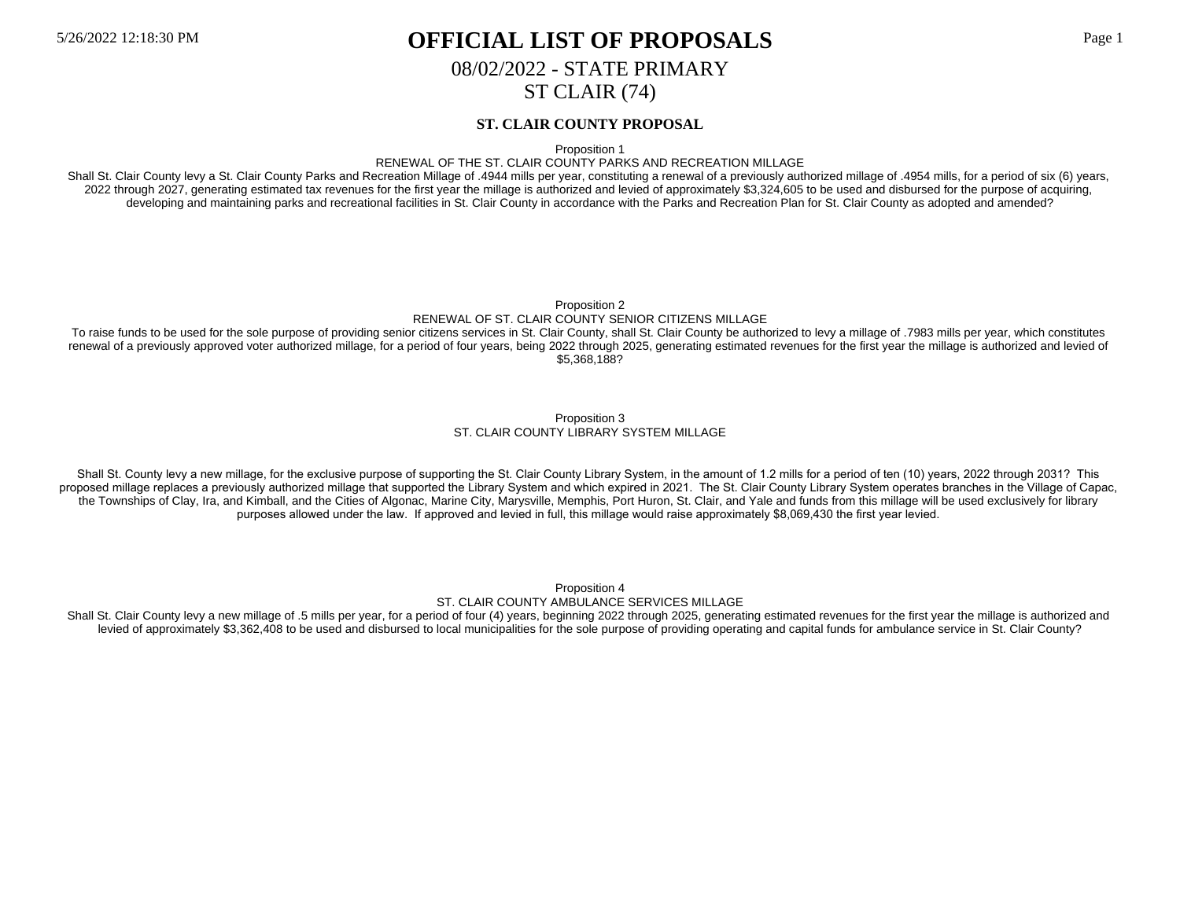# OFFICIAL LIST OF PROPOSALS

08/02/2022 - STATE PRIMARY

ST CLAIR (74)

## ST. CLAIR COUNTY PROPOSAL

Proposition 1

RENEWAL OF THE ST. CLAIR COUNTY PARKS AND RECREATION MILLAGE

Shall St. Clair County levy a St. Clair County Parks and Recreation Millage of .4944 mills per year, constituting a renewal of a previously authorized millage of .4954 mills, for a period of six (6) years, 2022 through 2027, generating estimated tax revenues for the first year the millage is authorized and levied of approximately $3,324,605 to be used and disbursed for the purpose of acquiring, developing and maintaining parks and recreational facilities in St. Clair County in accordance with the Parks and Recreation Plan for St. Clair County as adopted and amended?

Proposition 2

RENEWAL OF ST. CLAIR COUNTY SENIOR CITIZENS MILLAGE

To raise funds to be used for the sole purpose of providing senior citizens services in St. Clair County, shall St. Clair County be authorized to levy a millage of .7983 mills per year, which constitutes renewal of a previously approved voter authorized millage, for a period of four years, being 2022 through 2025, generating estimated revenues for the first year the millage is authorized and levied of $5,368,188?

Proposition 3

ST. CLAIR COUNTY LIBRARY SYSTEM MILLAGE

Shall St. County levy a new millage, for the exclusive purpose of supporting the St. Clair County Library System, in the amount of 1.2 mills for a period of ten (10) years, 2022 through 2031? This proposed millage replaces a previously authorized millage that supported the Library System and which expired in 2021. The St. Clair County Library System operates branches in the Village of Capac, the Townships of Clay, Ira, and Kimball, and the Cities of Algonac, Marine City, Marysville, Memphis, Port Huron, St. Clair, and Yale and funds from this millage will be used exclusively for library purposes allowed under the law. If approved and levied in full, this millage would raise approximately $8,069,430 the first year levied.

Proposition 4

ST. CLAIR COUNTY AMBULANCE SERVICES MILLAGE

Shall St. Clair County levy a new millage of .5 mills per year, for a period of four (4) years, beginning 2022 through 2025, generating estimated revenues for the first year the millage is authorized and levied of approximately $3,362,408 to be used and disbursed to local municipalities for the sole purpose of providing operating and capital funds for ambulance service in St. Clair County?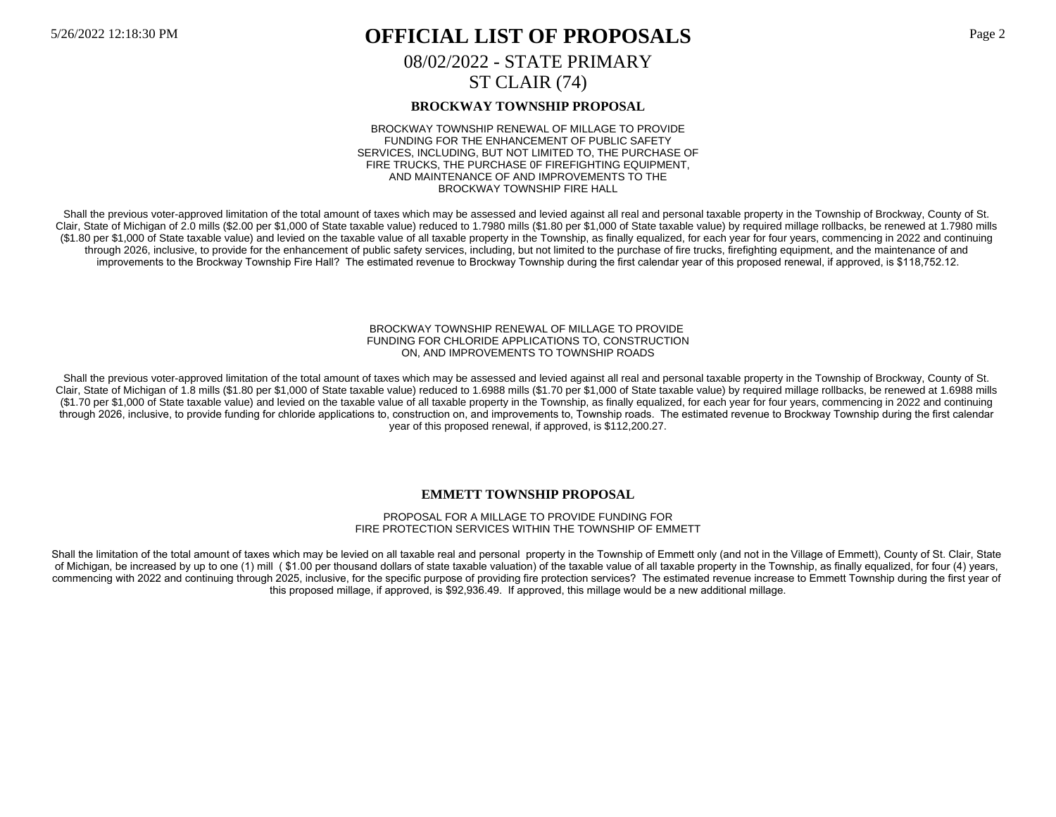# OFFICIAL LIST OF PROPOSALS

08/02/2022 - STATE PRIMARY

ST CLAIR (74)

## BROCKWAY TOWNSHIP PROPOSAL

BROCKWAY TOWNSHIP RENEWAL OF MILLAGE TO PROVIDE FUNDING FOR THE ENHANCEMENT OF PUBLIC SAFETY SERVICES, INCLUDING, BUT NOT LIMITED TO, THE PURCHASE OF FIRE TRUCKS, THE PURCHASE 0F FIREFIGHTING EQUIPMENT, AND MAINTENANCE OF AND IMPROVEMENTS TO THE BROCKWAY TOWNSHIP FIRE HALL

Shall the previous voter-approved limitation of the total amount of taxes which may be assessed and levied against all real and personal taxable property in the Township of Brockway, County of St. Clair, State of Michigan of 2.0 mills ($2.00 per $1,000 of State taxable value) reduced to 1.7980 mills ($1.80 per $1,000 of State taxable value) by required millage rollbacks, be renewed at 1.7980 mills ($1.80 per $1,000 of State taxable value) and levied on the taxable value of all taxable property in the Township, as finally equalized, for each year for four years, commencing in 2022 and continuing through 2026, inclusive, to provide for the enhancement of public safety services, including, but not limited to the purchase of fire trucks, firefighting equipment, and the maintenance of and improvements to the Brockway Township Fire Hall? The estimated revenue to Brockway Township during the first calendar year of this proposed renewal, if approved, is $118,752.12.

BROCKWAY TOWNSHIP RENEWAL OF MILLAGE TO PROVIDE FUNDING FOR CHLORIDE APPLICATIONS TO, CONSTRUCTION ON, AND IMPROVEMENTS TO TOWNSHIP ROADS

Shall the previous voter-approved limitation of the total amount of taxes which may be assessed and levied against all real and personal taxable property in the Township of Brockway, County of St. Clair, State of Michigan of 1.8 mills ($1.80 per $1,000 of State taxable value) reduced to 1.6988 mills ($1.70 per $1,000 of State taxable value) by required millage rollbacks, be renewed at 1.6988 mills ($1.70 per $1,000 of State taxable value) and levied on the taxable value of all taxable property in the Township, as finally equalized, for each year for four years, commencing in 2022 and continuing through 2026, inclusive, to provide funding for chloride applications to, construction on, and improvements to, Township roads. The estimated revenue to Brockway Township during the first calendar year of this proposed renewal, if approved, is $112,200.27.

## EMMETT TOWNSHIP PROPOSAL

PROPOSAL FOR A MILLAGE TO PROVIDE FUNDING FOR FIRE PROTECTION SERVICES WITHIN THE TOWNSHIP OF EMMETT

Shall the limitation of the total amount of taxes which may be levied on all taxable real and personal property in the Township of Emmett only (and not in the Village of Emmett), County of St. Clair, State of Michigan, be increased by up to one (1) mill ( $1.00 per thousand dollars of state taxable valuation) of the taxable value of all taxable property in the Township, as finally equalized, for four (4) years, commencing with 2022 and continuing through 2025, inclusive, for the specific purpose of providing fire protection services? The estimated revenue increase to Emmett Township during the first year of this proposed millage, if approved, is $92,936.49. If approved, this millage would be a new additional millage.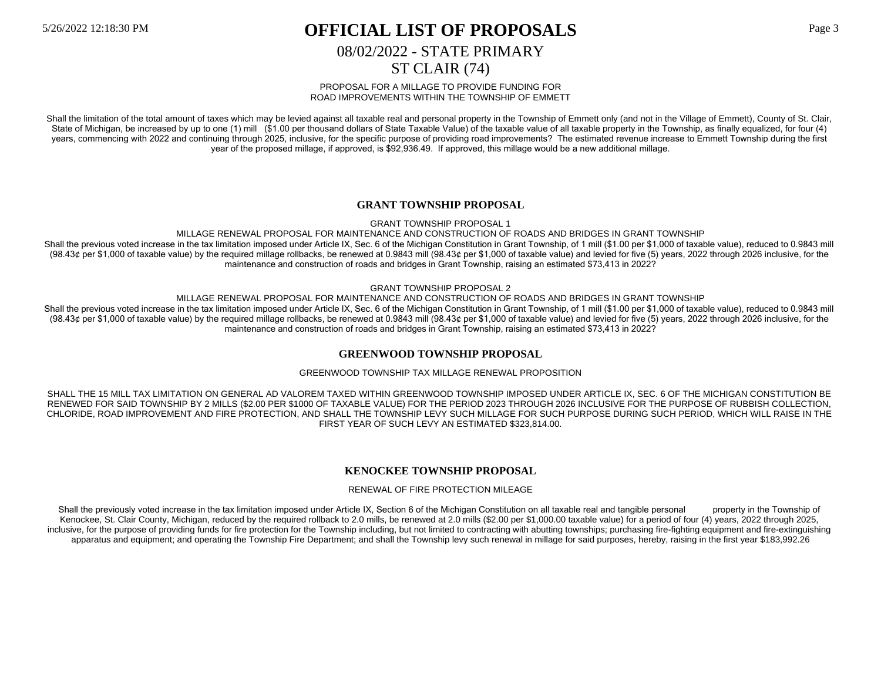PROPOSAL FOR A MILLAGE TO PROVIDE FUNDING FOR
ROAD IMPROVEMENTS WITHIN THE TOWNSHIP OF EMMETT

Shall the limitation of the total amount of taxes which may be levied against all taxable real and personal property in the Township of Emmett only (and not in the Village of Emmett), County of St. Clair, State of Michigan, be increased by up to one (1) mill ($1.00 per thousand dollars of State Taxable Value) of the taxable value of all taxable property in the Township, as finally equalized, for four (4) years, commencing with 2022 and continuing through 2025, inclusive, for the specific purpose of providing road improvements? The estimated revenue increase to Emmett Township during the first year of the proposed millage, if approved, is $92,936.49. If approved, this millage would be a new additional millage.

## GRANT TOWNSHIP PROPOSAL

GRANT TOWNSHIP PROPOSAL 1

MILLAGE RENEWAL PROPOSAL FOR MAINTENANCE AND CONSTRUCTION OF ROADS AND BRIDGES IN GRANT TOWNSHIP

Shall the previous voted increase in the tax limitation imposed under Article IX, Sec. 6 of the Michigan Constitution in Grant Township, of 1 mill ($1.00 per $1,000 of taxable value), reduced to 0.9843 mill (98.43¢ per $1,000 of taxable value) by the required millage rollbacks, be renewed at 0.9843 mill (98.43¢ per $1,000 of taxable value) and levied for five (5) years, 2022 through 2026 inclusive, for the maintenance and construction of roads and bridges in Grant Township, raising an estimated $73,413 in 2022?

GRANT TOWNSHIP PROPOSAL 2

MILLAGE RENEWAL PROPOSAL FOR MAINTENANCE AND CONSTRUCTION OF ROADS AND BRIDGES IN GRANT TOWNSHIP

Shall the previous voted increase in the tax limitation imposed under Article IX, Sec. 6 of the Michigan Constitution in Grant Township, of 1 mill ($1.00 per $1,000 of taxable value), reduced to 0.9843 mill (98.43¢ per $1,000 of taxable value) by the required millage rollbacks, be renewed at 0.9843 mill (98.43¢ per $1,000 of taxable value) and levied for five (5) years, 2022 through 2026 inclusive, for the maintenance and construction of roads and bridges in Grant Township, raising an estimated $73,413 in 2022?

## GREENWOOD TOWNSHIP PROPOSAL

GREENWOOD TOWNSHIP TAX MILLAGE RENEWAL PROPOSITION

SHALL THE 15 MILL TAX LIMITATION ON GENERAL AD VALOREM TAXED WITHIN GREENWOOD TOWNSHIP IMPOSED UNDER ARTICLE IX, SEC. 6 OF THE MICHIGAN CONSTITUTION BE RENEWED FOR SAID TOWNSHIP BY 2 MILLS ($2.00 PER $1000 OF TAXABLE VALUE) FOR THE PERIOD 2023 THROUGH 2026 INCLUSIVE FOR THE PURPOSE OF RUBBISH COLLECTION, CHLORIDE, ROAD IMPROVEMENT AND FIRE PROTECTION, AND SHALL THE TOWNSHIP LEVY SUCH MILLAGE FOR SUCH PURPOSE DURING SUCH PERIOD, WHICH WILL RAISE IN THE FIRST YEAR OF SUCH LEVY AN ESTIMATED $323,814.00.

## KENOCKEE TOWNSHIP PROPOSAL

RENEWAL OF FIRE PROTECTION MILEAGE

Shall the previously voted increase in the tax limitation imposed under Article IX, Section 6 of the Michigan Constitution on all taxable real and tangible personal property in the Township of Kenockee, St. Clair County, Michigan, reduced by the required rollback to 2.0 mills, be renewed at 2.0 mills ($2.00 per $1,000.00 taxable value) for a period of four (4) years, 2022 through 2025, inclusive, for the purpose of providing funds for fire protection for the Township including, but not limited to contracting with abutting townships; purchasing fire-fighting equipment and fire-extinguishing apparatus and equipment; and operating the Township Fire Department; and shall the Township levy such renewal in millage for said purposes, hereby, raising in the first year $183,992.26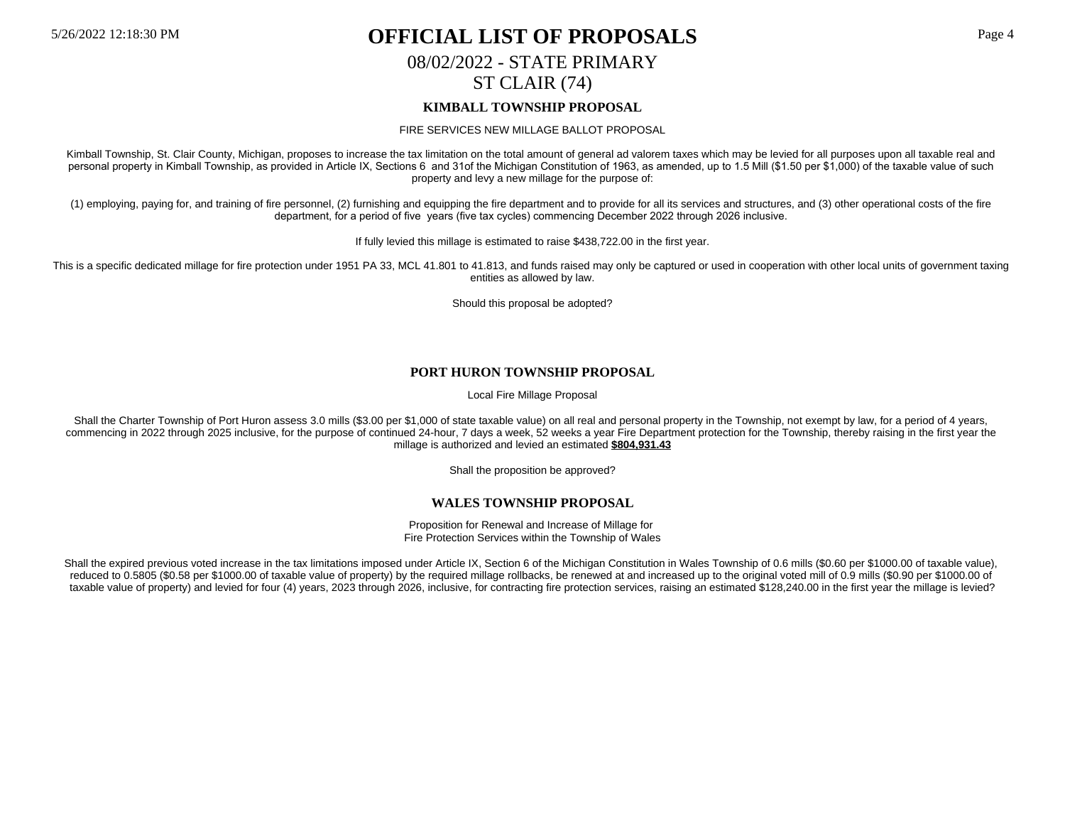# OFFICIAL LIST OF PROPOSALS

08/02/2022 - STATE PRIMARY

ST CLAIR (74)

### KIMBALL TOWNSHIP PROPOSAL

FIRE SERVICES NEW MILLAGE BALLOT PROPOSAL

Kimball Township, St. Clair County, Michigan, proposes to increase the tax limitation on the total amount of general ad valorem taxes which may be levied for all purposes upon all taxable real and personal property in Kimball Township, as provided in Article IX, Sections 6 and 31of the Michigan Constitution of 1963, as amended, up to 1.5 Mill ($1.50 per $1,000) of the taxable value of such property and levy a new millage for the purpose of:

(1) employing, paying for, and training of fire personnel, (2) furnishing and equipping the fire department and to provide for all its services and structures, and (3) other operational costs of the fire department, for a period of five years (five tax cycles) commencing December 2022 through 2026 inclusive.

If fully levied this millage is estimated to raise $438,722.00 in the first year.

This is a specific dedicated millage for fire protection under 1951 PA 33, MCL 41.801 to 41.813, and funds raised may only be captured or used in cooperation with other local units of government taxing entities as allowed by law.

Should this proposal be adopted?

### PORT HURON TOWNSHIP PROPOSAL

Local Fire Millage Proposal

Shall the Charter Township of Port Huron assess 3.0 mills ($3.00 per $1,000 of state taxable value) on all real and personal property in the Township, not exempt by law, for a period of 4 years, commencing in 2022 through 2025 inclusive, for the purpose of continued 24-hour, 7 days a week, 52 weeks a year Fire Department protection for the Township, thereby raising in the first year the millage is authorized and levied an estimated **$804,931.43**

Shall the proposition be approved?

### WALES TOWNSHIP PROPOSAL

Proposition for Renewal and Increase of Millage for
Fire Protection Services within the Township of Wales

Shall the expired previous voted increase in the tax limitations imposed under Article IX, Section 6 of the Michigan Constitution in Wales Township of 0.6 mills ($0.60 per $1000.00 of taxable value), reduced to 0.5805 ($0.58 per $1000.00 of taxable value of property) by the required millage rollbacks, be renewed at and increased up to the original voted mill of 0.9 mills ($0.90 per $1000.00 of taxable value of property) and levied for four (4) years, 2023 through 2026, inclusive, for contracting fire protection services, raising an estimated $128,240.00 in the first year the millage is levied?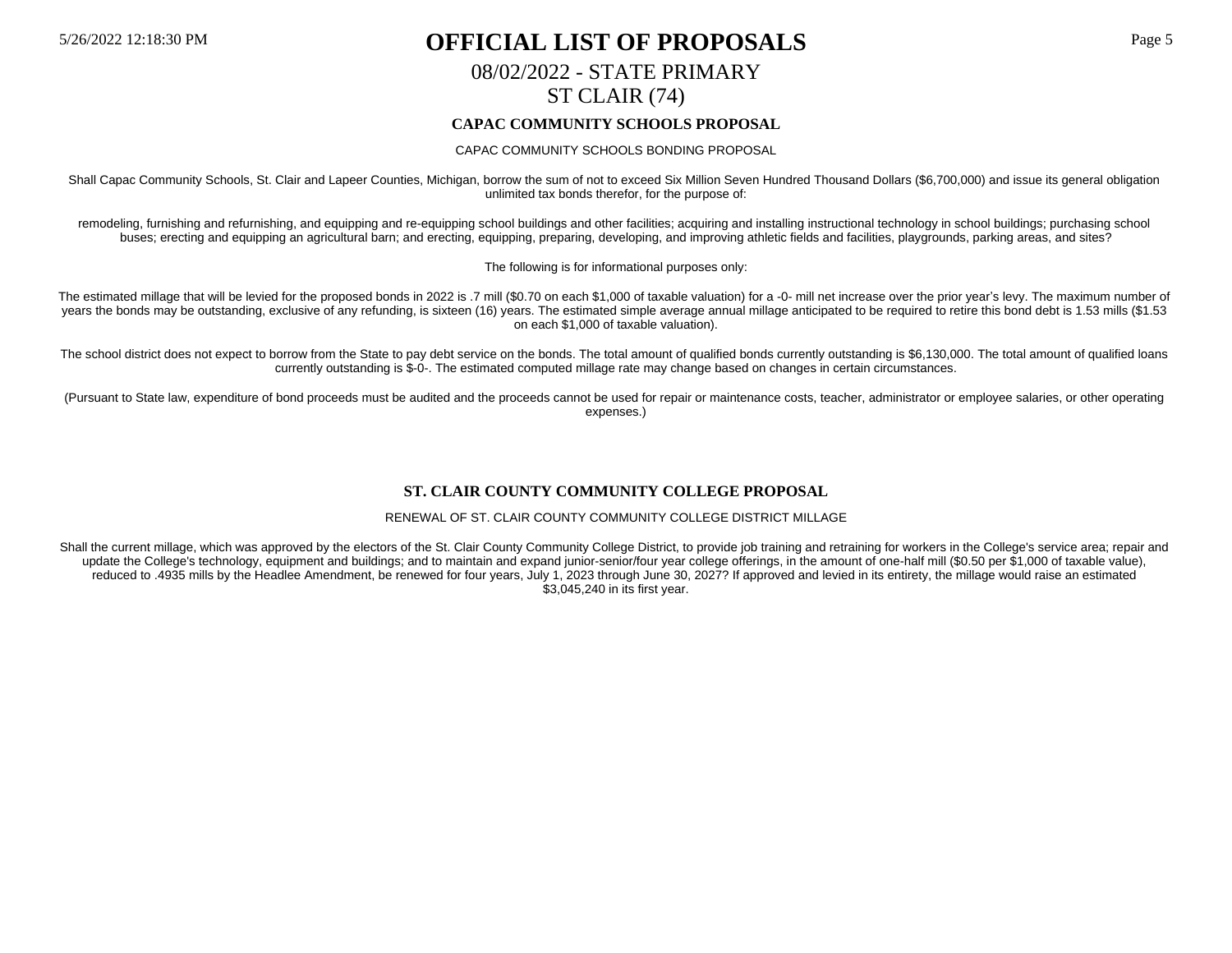## CAPAC COMMUNITY SCHOOLS PROPOSAL

CAPAC COMMUNITY SCHOOLS BONDING PROPOSAL

Shall Capac Community Schools, St. Clair and Lapeer Counties, Michigan, borrow the sum of not to exceed Six Million Seven Hundred Thousand Dollars ($6,700,000) and issue its general obligation unlimited tax bonds therefor, for the purpose of:

remodeling, furnishing and refurnishing, and equipping and re-equipping school buildings and other facilities; acquiring and installing instructional technology in school buildings; purchasing school buses; erecting and equipping an agricultural barn; and erecting, equipping, preparing, developing, and improving athletic fields and facilities, playgrounds, parking areas, and sites?

The following is for informational purposes only:

The estimated millage that will be levied for the proposed bonds in 2022 is .7 mill ($0.70 on each $1,000 of taxable valuation) for a -0- mill net increase over the prior year's levy. The maximum number of years the bonds may be outstanding, exclusive of any refunding, is sixteen (16) years. The estimated simple average annual millage anticipated to be required to retire this bond debt is 1.53 mills ($1.53 on each $1,000 of taxable valuation).

The school district does not expect to borrow from the State to pay debt service on the bonds. The total amount of qualified bonds currently outstanding is $6,130,000. The total amount of qualified loans currently outstanding is $-0-. The estimated computed millage rate may change based on changes in certain circumstances.

(Pursuant to State law, expenditure of bond proceeds must be audited and the proceeds cannot be used for repair or maintenance costs, teacher, administrator or employee salaries, or other operating expenses.)

## ST. CLAIR COUNTY COMMUNITY COLLEGE PROPOSAL

RENEWAL OF ST. CLAIR COUNTY COMMUNITY COLLEGE DISTRICT MILLAGE

Shall the current millage, which was approved by the electors of the St. Clair County Community College District, to provide job training and retraining for workers in the College's service area; repair and update the College's technology, equipment and buildings; and to maintain and expand junior-senior/four year college offerings, in the amount of one-half mill ($0.50 per $1,000 of taxable value), reduced to .4935 mills by the Headlee Amendment, be renewed for four years, July 1, 2023 through June 30, 2027? If approved and levied in its entirety, the millage would raise an estimated $3,045,240 in its first year.